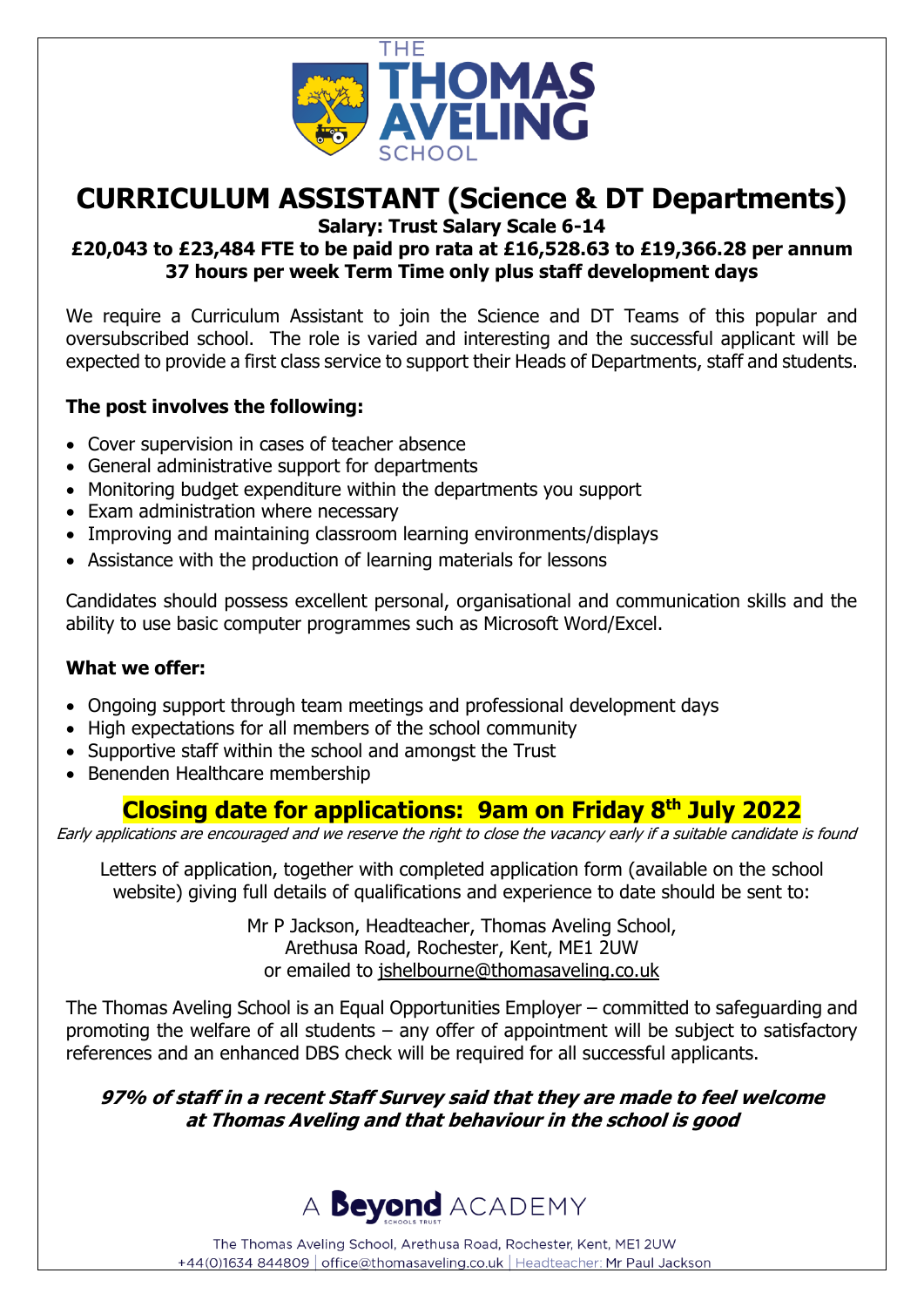THE THOMAS AVELING SCHOOL

# CURRICULUM ASSISTANT (Science & DT Departments)

**Salary: Trust Salary Scale 6-14**

**£20,043 to £23,484 FTE to be paid pro rata at £16,528.63 to £19,366.28 per annum**

**37 hours per week Term Time only plus staff development days**

We require a Curriculum Assistant to join the Science and DT Teams of this popular and oversubscribed school. The role is varied and interesting and the successful applicant will be expected to provide a first class service to support their Heads of Departments, staff and students.

**The post involves the following:**

- Cover supervision in cases of teacher absence
- General administrative support for departments
- Monitoring budget expenditure within the departments you support
- Exam administration where necessary
- Improving and maintaining classroom learning environments/displays
- Assistance with the production of learning materials for lessons

Candidates should possess excellent personal, organisational and communication skills and the ability to use basic computer programmes such as Microsoft Word/Excel.

**What we offer:**

- Ongoing support through team meetings and professional development days
- High expectations for all members of the school community
- Supportive staff within the school and amongst the Trust
- Benenden Healthcare membership

**Closing date for applications: 9am on Friday 8th July 2022**

*Early applications are encouraged and we reserve the right to close the vacancy early if a suitable candidate is found*

Letters of application, together with completed application form (available on the school website) giving full details of qualifications and experience to date should be sent to:

Mr P Jackson, Headteacher, Thomas Aveling School,
Arethusa Road, Rochester, Kent, ME1 2UW
or emailed to jshelbourne@thomasaveling.co.uk

The Thomas Aveling School is an Equal Opportunities Employer – committed to safeguarding and promoting the welfare of all students – any offer of appointment will be subject to satisfactory references and an enhanced DBS check will be required for all successful applicants.

***97% of staff in a recent Staff Survey said that they are made to feel welcome at Thomas Aveling and that behaviour in the school is good***

A Beyond ACADEMY

The Thomas Aveling School, Arethusa Road, Rochester, Kent, ME1 2UW
+44(0)1634 844809 | office@thomasaveling.co.uk | Headteacher: Mr Paul Jackson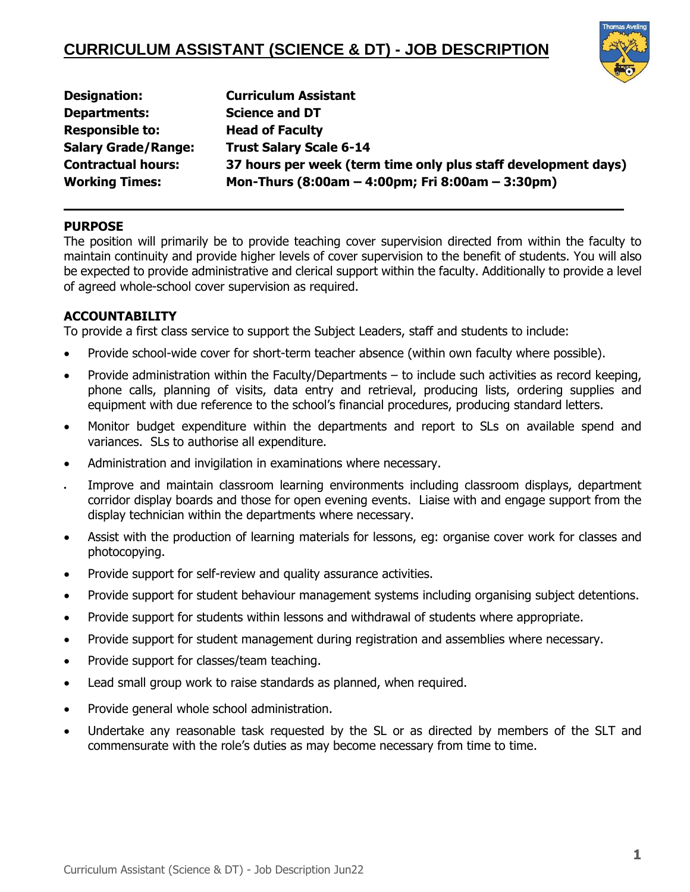# CURRICULUM ASSISTANT (SCIENCE & DT) - JOB DESCRIPTION

| | |
|---|---|
| **Designation:** | **Curriculum Assistant** |
| **Departments:** | **Science and DT** |
| **Responsible to:** | **Head of Faculty** |
| **Salary Grade/Range:** | **Trust Salary Scale 6-14** |
| **Contractual hours:** | **37 hours per week (term time only plus staff development days)** |
| **Working Times:** | **Mon-Thurs (8:00am – 4:00pm; Fri 8:00am – 3:30pm)** |

---

## PURPOSE

The position will primarily be to provide teaching cover supervision directed from within the faculty to maintain continuity and provide higher levels of cover supervision to the benefit of students. You will also be expected to provide administrative and clerical support within the faculty. Additionally to provide a level of agreed whole-school cover supervision as required.

## ACCOUNTABILITY

To provide a first class service to support the Subject Leaders, staff and students to include:

- Provide school-wide cover for short-term teacher absence (within own faculty where possible).
- Provide administration within the Faculty/Departments – to include such activities as record keeping, phone calls, planning of visits, data entry and retrieval, producing lists, ordering supplies and equipment with due reference to the school's financial procedures, producing standard letters.
- Monitor budget expenditure within the departments and report to SLs on available spend and variances. SLs to authorise all expenditure.
- Administration and invigilation in examinations where necessary.
- Improve and maintain classroom learning environments including classroom displays, department corridor display boards and those for open evening events. Liaise with and engage support from the display technician within the departments where necessary.
- Assist with the production of learning materials for lessons, eg: organise cover work for classes and photocopying.
- Provide support for self-review and quality assurance activities.
- Provide support for student behaviour management systems including organising subject detentions.
- Provide support for students within lessons and withdrawal of students where appropriate.
- Provide support for student management during registration and assemblies where necessary.
- Provide support for classes/team teaching.
- Lead small group work to raise standards as planned, when required.
- Provide general whole school administration.
- Undertake any reasonable task requested by the SL or as directed by members of the SLT and commensurate with the role's duties as may become necessary from time to time.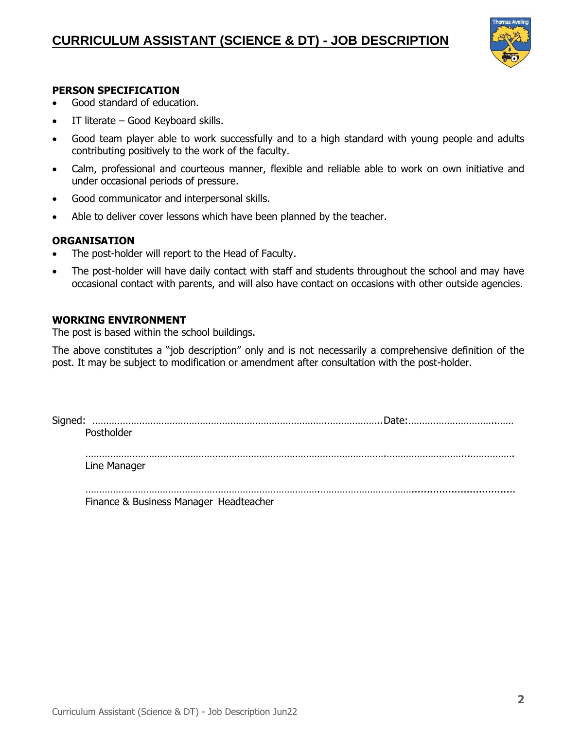# CURRICULUM ASSISTANT (SCIENCE & DT) - JOB DESCRIPTION

**PERSON SPECIFICATION**

- Good standard of education.
- IT literate – Good Keyboard skills.
- Good team player able to work successfully and to a high standard with young people and adults contributing positively to the work of the faculty.
- Calm, professional and courteous manner, flexible and reliable able to work on own initiative and under occasional periods of pressure.
- Good communicator and interpersonal skills.
- Able to deliver cover lessons which have been planned by the teacher.

**ORGANISATION**

- The post-holder will report to the Head of Faculty.
- The post-holder will have daily contact with staff and students throughout the school and may have occasional contact with parents, and will also have contact on occasions with other outside agencies.

**WORKING ENVIRONMENT**

The post is based within the school buildings.

The above constitutes a "job description" only and is not necessarily a comprehensive definition of the post. It may be subject to modification or amendment after consultation with the post-holder.

Signed: ………………………………………………………………………………………..Date:……………………………………

Postholder

…………………………………………………………………………………………………………………………………

Line Manager

…………………………………………………………………………………………………………………………………

Finance & Business Manager Headteacher